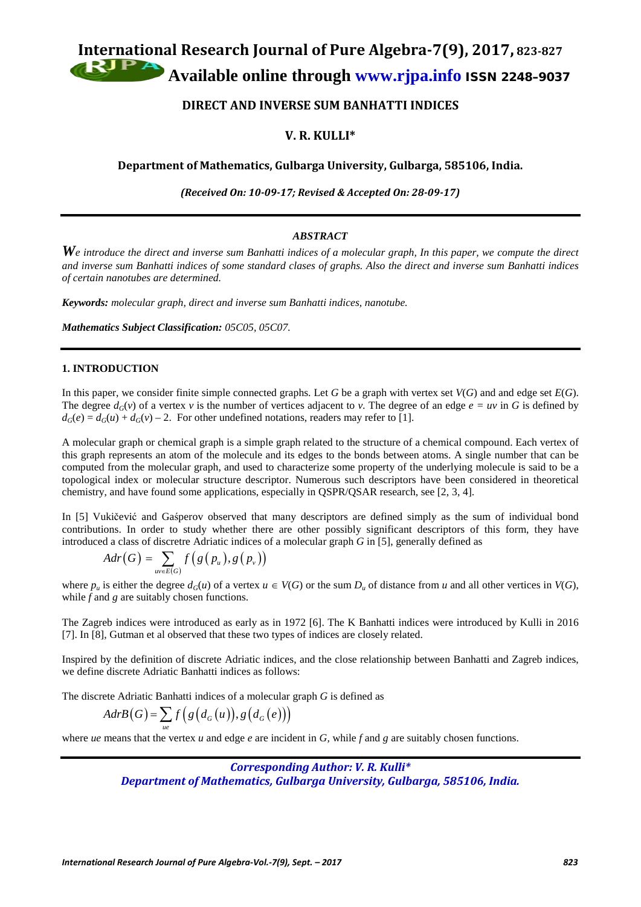# DIRECT AND INVERSE SUM BANHATTI INDICES

## V. R. KULLI*

**Department of Mathematics, Gulbarga University, Gulbarga, 585106, India.**

*(Received On: 10-09-17; Revised & Accepted On: 28-09-17)*

---

### *ABSTRACT*

*We introduce the direct and inverse sum Banhatti indices of a molecular graph, In this paper, we compute the direct and inverse sum Banhatti indices of some standard clases of graphs. Also the direct and inverse sum Banhatti indices of certain nanotubes are determined.*

***Keywords:*** *molecular graph, direct and inverse sum Banhatti indices, nanotube.*

***Mathematics Subject Classification:*** *05C05, 05C07.*

---

## 1. INTRODUCTION

In this paper, we consider finite simple connected graphs. Let $G$ be a graph with vertex set $V(G)$ and and edge set $E(G)$. The degree $d_G(v)$ of a vertex $v$ is the number of vertices adjacent to $v$. The degree of an edge $e = uv$ in $G$ is defined by $d_G(e) = d_G(u) + d_G(v) - 2$. For other undefined notations, readers may refer to [1].

A molecular graph or chemical graph is a simple graph related to the structure of a chemical compound. Each vertex of this graph represents an atom of the molecule and its edges to the bonds between atoms. A single number that can be computed from the molecular graph, and used to characterize some property of the underlying molecule is said to be a topological index or molecular structure descriptor. Numerous such descriptors have been considered in theoretical chemistry, and have found some applications, especially in QSPR/QSAR research, see [2, 3, 4].

In [5] Vukičević and Gaśperov observed that many descriptors are defined simply as the sum of individual bond contributions. In order to study whether there are other possibly significant descriptors of this form, they have introduced a class of discretre Adriatic indices of a molecular graph $G$ in [5], generally defined as

$$Adr(G) = \sum_{uv \in E(G)} f\left(g\left(p_u\right), g\left(p_v\right)\right)$$

where $p_u$ is either the degree $d_G(u)$ of a vertex $u \in V(G)$ or the sum $D_u$ of distance from $u$ and all other vertices in $V(G)$, while $f$ and $g$ are suitably chosen functions.

The Zagreb indices were introduced as early as in 1972 [6]. The K Banhatti indices were introduced by Kulli in 2016 [7]. In [8], Gutman et al observed that these two types of indices are closely related.

Inspired by the definition of discrete Adriatic indices, and the close relationship between Banhatti and Zagreb indices, we define discrete Adriatic Banhatti indices as follows:

The discrete Adriatic Banhatti indices of a molecular graph $G$ is defined as

$$AdrB(G) = \sum_{ue} f\left(g\left(d_G(u)\right), g\left(d_G(e)\right)\right)$$

where $ue$ means that the vertex $u$ and edge $e$ are incident in $G$, while $f$ and $g$ are suitably chosen functions.

---

***Corresponding Author: V. R. Kulli****
***Department of Mathematics, Gulbarga University, Gulbarga, 585106, India.***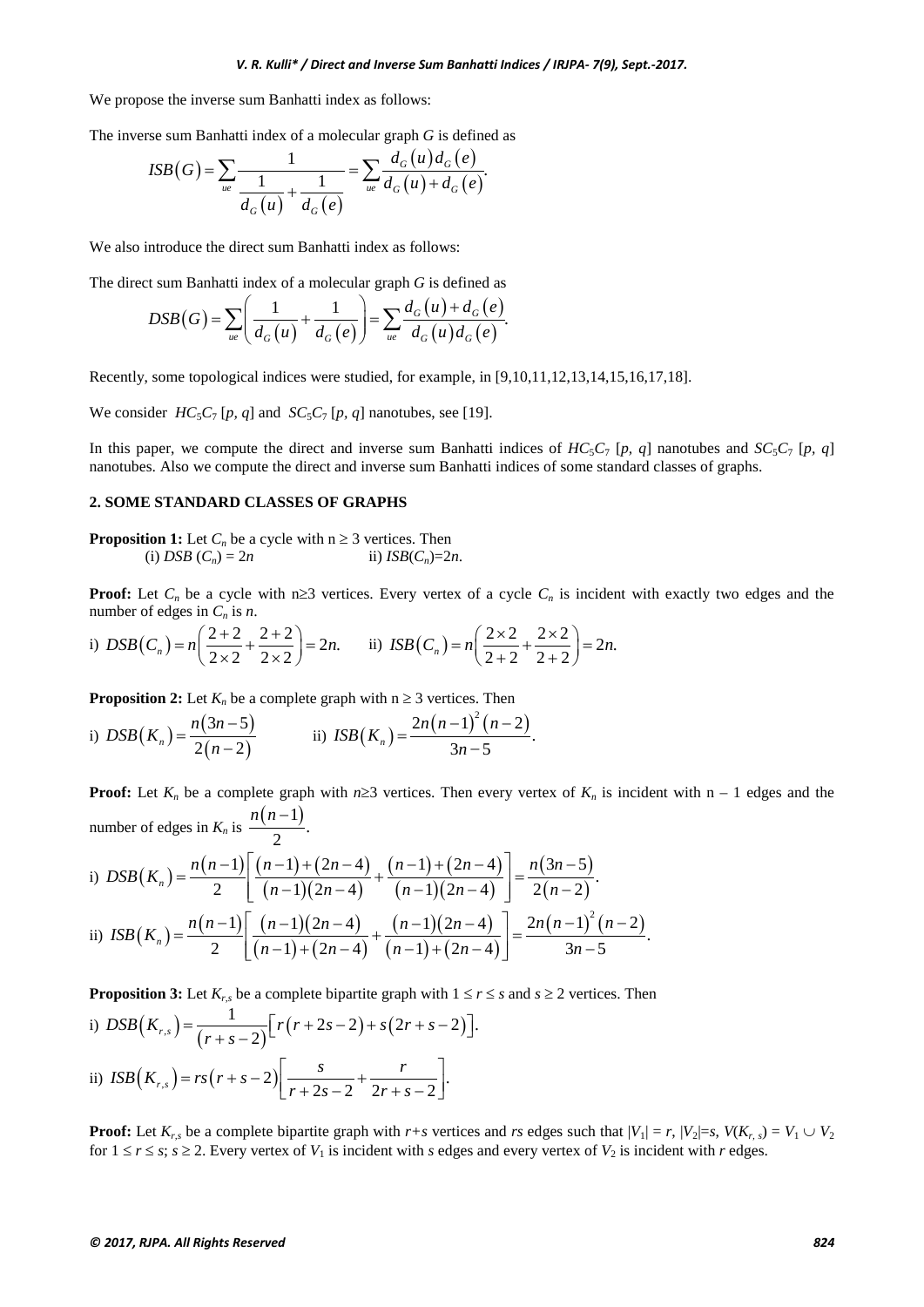We propose the inverse sum Banhatti index as follows:

The inverse sum Banhatti index of a molecular graph $G$ is defined as

$$ISB(G)=\sum_{ue}\frac{1}{\frac{1}{d_G(u)}+\frac{1}{d_G(e)}}=\sum_{ue}\frac{d_G(u)d_G(e)}{d_G(u)+d_G(e)}.$$

We also introduce the direct sum Banhatti index as follows:

The direct sum Banhatti index of a molecular graph $G$ is defined as

$$DSB(G)=\sum_{ue}\left(\frac{1}{d_G(u)}+\frac{1}{d_G(e)}\right)=\sum_{ue}\frac{d_G(u)+d_G(e)}{d_G(u)d_G(e)}.$$

Recently, some topological indices were studied, for example, in [9,10,11,12,13,14,15,16,17,18].

We consider $HC_5C_7[p, q]$ and $SC_5C_7[p, q]$ nanotubes, see [19].

In this paper, we compute the direct and inverse sum Banhatti indices of $HC_5C_7[p, q]$ nanotubes and $SC_5C_7[p, q]$ nanotubes. Also we compute the direct and inverse sum Banhatti indices of some standard classes of graphs.

## 2. SOME STANDARD CLASSES OF GRAPHS

**Proposition 1:** Let $C_n$ be a cycle with $n \geq 3$ vertices. Then
(i) $DSB(C_n) = 2n$ ii) $ISB(C_n)=2n$.

**Proof:** Let $C_n$ be a cycle with $n\geq 3$ vertices. Every vertex of a cycle $C_n$ is incident with exactly two edges and the number of edges in $C_n$ is $n$.

i) $DSB(C_n)=n\left(\frac{2+2}{2\times 2}+\frac{2+2}{2\times 2}\right)=2n.$ ii) $ISB(C_n)=n\left(\frac{2\times 2}{2+2}+\frac{2\times 2}{2+2}\right)=2n.$

**Proposition 2:** Let $K_n$ be a complete graph with $n \geq 3$ vertices. Then

i) $DSB(K_n)=\frac{n(3n-5)}{2(n-2)}$ ii) $ISB(K_n)=\frac{2n(n-1)^2(n-2)}{3n-5}.$

**Proof:** Let $K_n$ be a complete graph with $n\geq 3$ vertices. Then every vertex of $K_n$ is incident with $n - 1$ edges and the number of edges in $K_n$ is $\frac{n(n-1)}{2}$.

i) $DSB(K_n)=\frac{n(n-1)}{2}\left[\frac{(n-1)+(2n-4)}{(n-1)(2n-4)}+\frac{(n-1)+(2n-4)}{(n-1)(2n-4)}\right]=\frac{n(3n-5)}{2(n-2)}.$

ii) $ISB(K_n)=\frac{n(n-1)}{2}\left[\frac{(n-1)(2n-4)}{(n-1)+(2n-4)}+\frac{(n-1)(2n-4)}{(n-1)+(2n-4)}\right]=\frac{2n(n-1)^2(n-2)}{3n-5}.$

**Proposition 3:** Let $K_{r,s}$ be a complete bipartite graph with $1 \leq r \leq s$ and $s \geq 2$ vertices. Then

i) $DSB(K_{r,s})=\frac{1}{(r+s-2)}\left[r(r+2s-2)+s(2r+s-2)\right].$

ii) $ISB(K_{r,s})=rs(r+s-2)\left[\frac{s}{r+2s-2}+\frac{r}{2r+s-2}\right].$

**Proof:** Let $K_{r,s}$ be a complete bipartite graph with $r+s$ vertices and $rs$ edges such that $|V_1| = r$, $|V_2|=s$, $V(K_{r,s}) = V_1 \cup V_2$ for $1 \leq r \leq s$; $s \geq 2$. Every vertex of $V_1$ is incident with $s$ edges and every vertex of $V_2$ is incident with $r$ edges.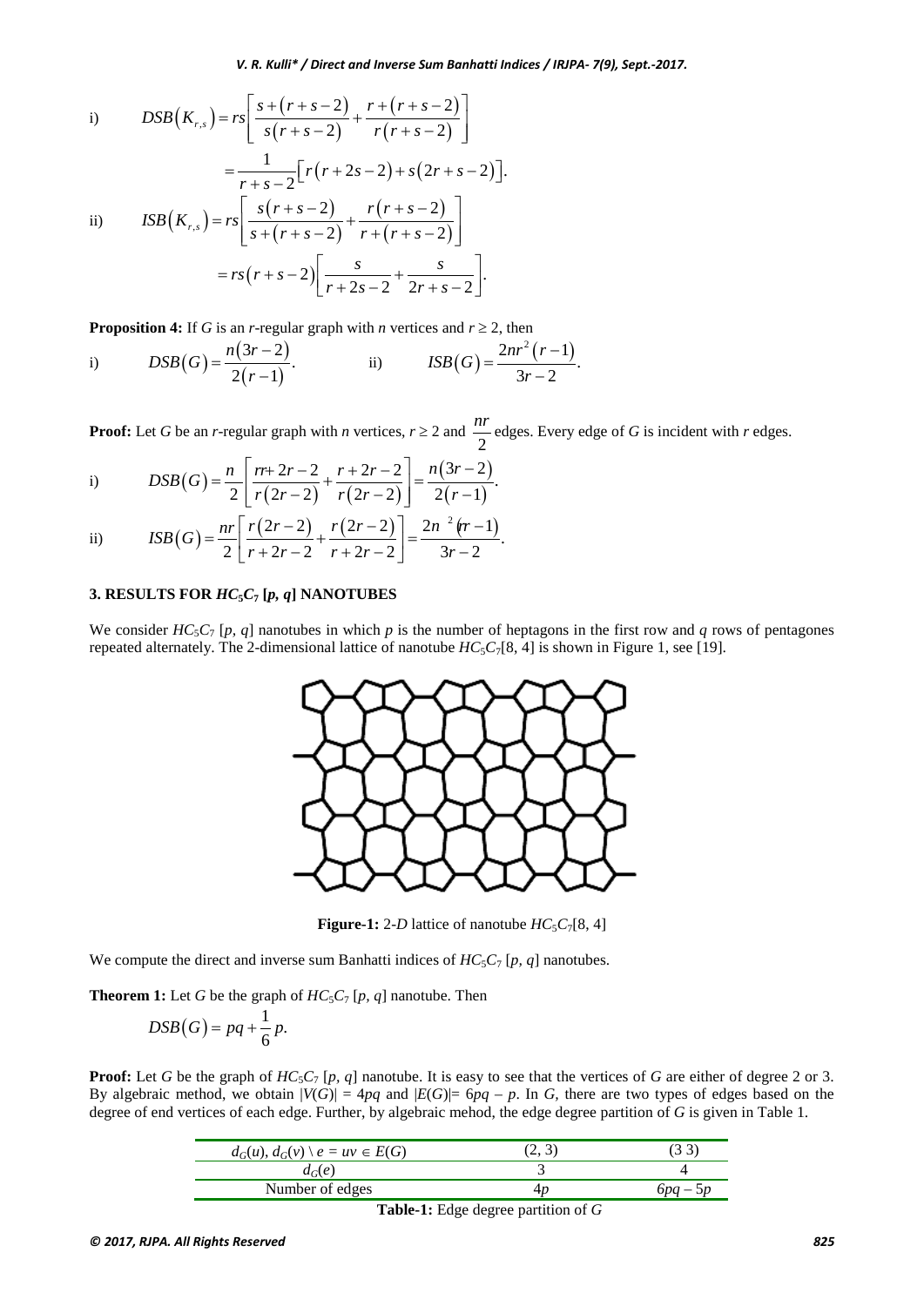i) $$DSB(K_{r,s}) = rs\left[\frac{s+(r+s-2)}{s(r+s-2)} + \frac{r+(r+s-2)}{r(r+s-2)}\right]$$

$$= \frac{1}{r+s-2}\left[r(r+2s-2)+s(2r+s-2)\right].$$

ii) $$ISB(K_{r,s}) = rs\left[\frac{s(r+s-2)}{s+(r+s-2)} + \frac{r(r+s-2)}{r+(r+s-2)}\right]$$

$$= rs(r+s-2)\left[\frac{s}{r+2s-2} + \frac{s}{2r+s-2}\right].$$

**Proposition 4:** If $G$ is an $r$-regular graph with $n$ vertices and $r \geq 2$, then

i) $DSB(G) = \dfrac{n(3r-2)}{2(r-1)}$. ii) $ISB(G) = \dfrac{2nr^2(r-1)}{3r-2}$.

**Proof:** Let $G$ be an $r$-regular graph with $n$ vertices, $r \geq 2$ and $\frac{nr}{2}$ edges. Every edge of $G$ is incident with $r$ edges.

i) $$DSB(G) = \frac{n}{2}\left[\frac{r+2r-2}{r(2r-2)} + \frac{r+2r-2}{r(2r-2)}\right] = \frac{n(3r-2)}{2(r-1)}.$$

ii) $$ISB(G) = \frac{nr}{2}\left[\frac{r(2r-2)}{r+2r-2} + \frac{r(2r-2)}{r+2r-2}\right] = \frac{2n^2(r-1)}{3r-2}.$$

## 3. RESULTS FOR $HC_5C_7$ [$p$, $q$] NANOTUBES

We consider $HC_5C_7$ [$p$, $q$] nanotubes in which $p$ is the number of heptagons in the first row and $q$ rows of pentagones repeated alternately. The 2-dimensional lattice of nanotube $HC_5C_7$[8, 4] is shown in Figure 1, see [19].

**Figure-1:** 2-$D$ lattice of nanotube $HC_5C_7$[8, 4]

We compute the direct and inverse sum Banhatti indices of $HC_5C_7$ [$p$, $q$] nanotubes.

**Theorem 1:** Let $G$ be the graph of $HC_5C_7$ [$p$, $q$] nanotube. Then

$$DSB(G) = pq + \frac{1}{6}p.$$

**Proof:** Let $G$ be the graph of $HC_5C_7$ [$p$, $q$] nanotube. It is easy to see that the vertices of $G$ are either of degree 2 or 3. By algebraic method, we obtain $|V(G)| = 4pq$ and $|E(G)| = 6pq - p$. In $G$, there are two types of edges based on the degree of end vertices of each edge. Further, by algebraic mehod, the edge degree partition of $G$ is given in Table 1.

| $d_G(u), d_G(v) \setminus e = uv \in E(G)$ | (2, 3) | (3 3) |
|---|---|---|
| $d_G(e)$ | 3 | 4 |
| Number of edges | $4p$ | $6pq - 5p$ |

**Table-1:** Edge degree partition of $G$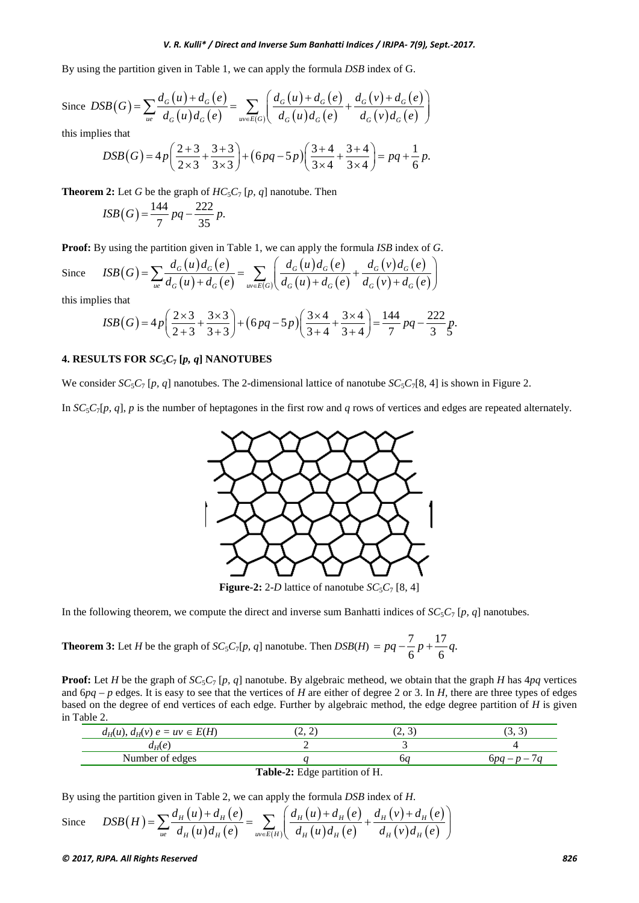By using the partition given in Table 1, we can apply the formula *DSB* index of G.

Since $DSB(G)=\sum_{ue}\frac{d_G(u)+d_G(e)}{d_G(u)d_G(e)}=\sum_{uv\in E(G)}\left(\frac{d_G(u)+d_G(e)}{d_G(u)d_G(e)}+\frac{d_G(v)+d_G(e)}{d_G(v)d_G(e)}\right)$

this implies that

$$DSB(G)=4p\left(\frac{2+3}{2\times3}+\frac{3+3}{3\times3}\right)+(6pq-5p)\left(\frac{3+4}{3\times4}+\frac{3+4}{3\times4}\right)=pq+\frac{1}{6}p.$$

**Theorem 2:** Let *G* be the graph of $HC_5C_7[p,q]$ nanotube. Then

$$ISB(G)=\frac{144}{7}pq-\frac{222}{35}p.$$

**Proof:** By using the partition given in Table 1, we can apply the formula *ISB* index of *G*.

Since $ISB(G)=\sum_{ue}\frac{d_G(u)d_G(e)}{d_G(u)+d_G(e)}=\sum_{uv\in E(G)}\left(\frac{d_G(u)d_G(e)}{d_G(u)+d_G(e)}+\frac{d_G(v)d_G(e)}{d_G(v)+d_G(e)}\right)$

this implies that

$$ISB(G)=4p\left(\frac{2\times3}{2+3}+\frac{3\times3}{3+3}\right)+(6pq-5p)\left(\frac{3\times4}{3+4}+\frac{3\times4}{3+4}\right)=\frac{144}{7}pq-\frac{222}{35}p.$$

## 4. RESULTS FOR $SC_5C_7[p,q]$ NANOTUBES

We consider $SC_5C_7[p,q]$ nanotubes. The 2-dimensional lattice of nanotube $SC_5C_7[8,4]$ is shown in Figure 2.

In $SC_5C_7[p,q]$, *p* is the number of heptagones in the first row and *q* rows of vertices and edges are repeated alternately.

**Figure-2:** 2-*D* lattice of nanotube $SC_5C_7[8,4]$

In the following theorem, we compute the direct and inverse sum Banhatti indices of $SC_5C_7[p,q]$ nanotubes.

**Theorem 3:** Let *H* be the graph of $SC_5C_7[p,q]$ nanotube. Then $DSB(H)=pq-\frac{7}{6}p+\frac{17}{6}q.$

**Proof:** Let *H* be the graph of $SC_5C_7[p,q]$ nanotube. By algebraic metheod, we obtain that the graph *H* has $4pq$ vertices and $6pq-p$ edges. It is easy to see that the vertices of *H* are either of degree 2 or 3. In *H*, there are three types of edges based on the degree of end vertices of each edge. Further by algebraic method, the edge degree partition of *H* is given in Table 2.

| $d_H(u), d_H(v)$ $e=uv\in E(H)$ | (2, 2) | (2, 3) | (3, 3) |
|---|---|---|---|
| $d_H(e)$ | 2 | 3 | 4 |
| Number of edges | $q$ | $6q$ | $6pq-p-7q$ |

**Table-2:** Edge partition of H.

By using the partition given in Table 2, we can apply the formula *DSB* index of *H*.

Since $DSB(H)=\sum_{ue}\frac{d_H(u)+d_H(e)}{d_H(u)d_H(e)}=\sum_{uv\in E(H)}\left(\frac{d_H(u)+d_H(e)}{d_H(u)d_H(e)}+\frac{d_H(v)+d_H(e)}{d_H(v)d_H(e)}\right)$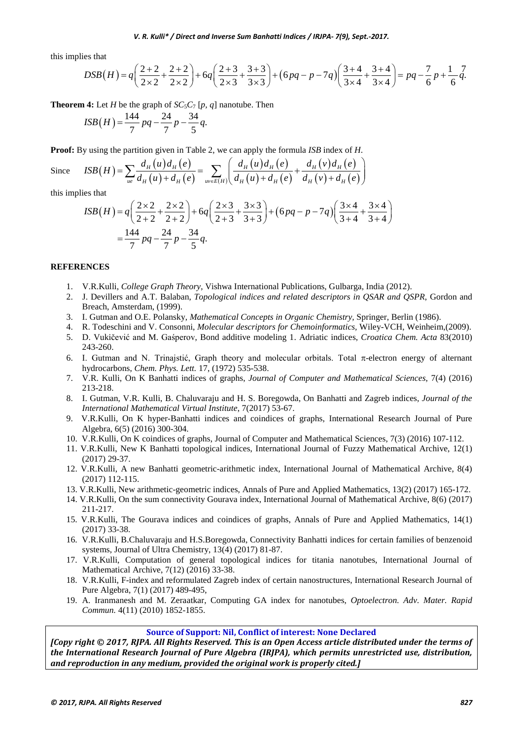this implies that

$$DSB(H)=q\left(\frac{2+2}{2\times 2}+\frac{2+2}{2\times 2}\right)+6q\left(\frac{2+3}{2\times 3}+\frac{3+3}{3\times 3}\right)+(6pq-p-7q)\left(\frac{3+4}{3\times 4}+\frac{3+4}{3\times 4}\right)=pq-\frac{7}{6}p+\frac{1}{6}\frac{7}{q}.$$

**Theorem 4:** Let *H* be the graph of $SC_5C_7\,[p, q]$ nanotube. Then

$$ISB(H)=\frac{144}{7}pq-\frac{24}{7}p-\frac{34}{5}q.$$

**Proof:** By using the partition given in Table 2, we can apply the formula *ISB* index of *H*.

Since $\quad ISB(H)=\sum_{ue}\frac{d_H(u)d_H(e)}{d_H(u)+d_H(e)}=\sum_{uv\in E(H)}\left(\frac{d_H(u)d_H(e)}{d_H(u)+d_H(e)}+\frac{d_H(v)d_H(e)}{d_H(v)+d_H(e)}\right)$

this implies that

$$ISB(H)=q\left(\frac{2\times 2}{2+2}+\frac{2\times 2}{2+2}\right)+6q\left(\frac{2\times 3}{2+3}+\frac{3\times 3}{3+3}\right)+(6pq-p-7q)\left(\frac{3\times 4}{3+4}+\frac{3\times 4}{3+4}\right)$$
$$=\frac{144}{7}pq-\frac{24}{7}p-\frac{34}{5}q.$$

## REFERENCES

1. V.R.Kulli, *College Graph Theory*, Vishwa International Publications, Gulbarga, India (2012).
2. J. Devillers and A.T. Balaban, *Topological indices and related descriptors in QSAR and QSPR*, Gordon and Breach, Amsterdam, (1999).
3. I. Gutman and O.E. Polansky, *Mathematical Concepts in Organic Chemistry*, Springer, Berlin (1986).
4. R. Todeschini and V. Consonni, *Molecular descriptors for Chemoinformatics*, Wiley-VCH, Weinheim,(2009).
5. D. Vukičević and M. Gaśperov, Bond additive modeling 1. Adriatic indices, *Croatica Chem. Acta* 83(2010) 243-260.
6. I. Gutman and N. Trinajstić, Graph theory and molecular orbitals. Total π-electron energy of alternant hydrocarbons, *Chem. Phys. Lett.* 17, (1972) 535-538.
7. V.R. Kulli, On K Banhatti indices of graphs, *Journal of Computer and Mathematical Sciences*, 7(4) (2016) 213-218.
8. I. Gutman, V.R. Kulli, B. Chaluvaraju and H. S. Boregowda, On Banhatti and Zagreb indices, *Journal of the International Mathematical Virtual Institute*, 7(2017) 53-67.
9. V.R.Kulli, On K hyper-Banhatti indices and coindices of graphs, International Research Journal of Pure Algebra, 6(5) (2016) 300-304.
10. V.R.Kulli, On K coindices of graphs, Journal of Computer and Mathematical Sciences, 7(3) (2016) 107-112.
11. V.R.Kulli, New K Banhatti topological indices, International Journal of Fuzzy Mathematical Archive, 12(1) (2017) 29-37.
12. V.R.Kulli, A new Banhatti geometric-arithmetic index, International Journal of Mathematical Archive, 8(4) (2017) 112-115.
13. V.R.Kulli, New arithmetic-geometric indices, Annals of Pure and Applied Mathematics, 13(2) (2017) 165-172.
14. V.R.Kulli, On the sum connectivity Gourava index, International Journal of Mathematical Archive, 8(6) (2017) 211-217.
15. V.R.Kulli, The Gourava indices and coindices of graphs, Annals of Pure and Applied Mathematics, 14(1) (2017) 33-38.
16. V.R.Kulli, B.Chaluvaraju and H.S.Boregowda, Connectivity Banhatti indices for certain families of benzenoid systems, Journal of Ultra Chemistry, 13(4) (2017) 81-87.
17. V.R.Kulli, Computation of general topological indices for titania nanotubes, International Journal of Mathematical Archive, 7(12) (2016) 33-38.
18. V.R.Kulli, F-index and reformulated Zagreb index of certain nanostructures, International Research Journal of Pure Algebra, 7(1) (2017) 489-495,
19. A. Iranmanesh and M. Zeraatkar, Computing GA index for nanotubes, *Optoelectron. Adv. Mater. Rapid Commun.* 4(11) (2010) 1852-1855.

**Source of Support: Nil, Conflict of interest: None Declared**

***[Copy right © 2017, RJPA. All Rights Reserved. This is an Open Access article distributed under the terms of the International Research Journal of Pure Algebra (IRJPA), which permits unrestricted use, distribution, and reproduction in any medium, provided the original work is properly cited.]***